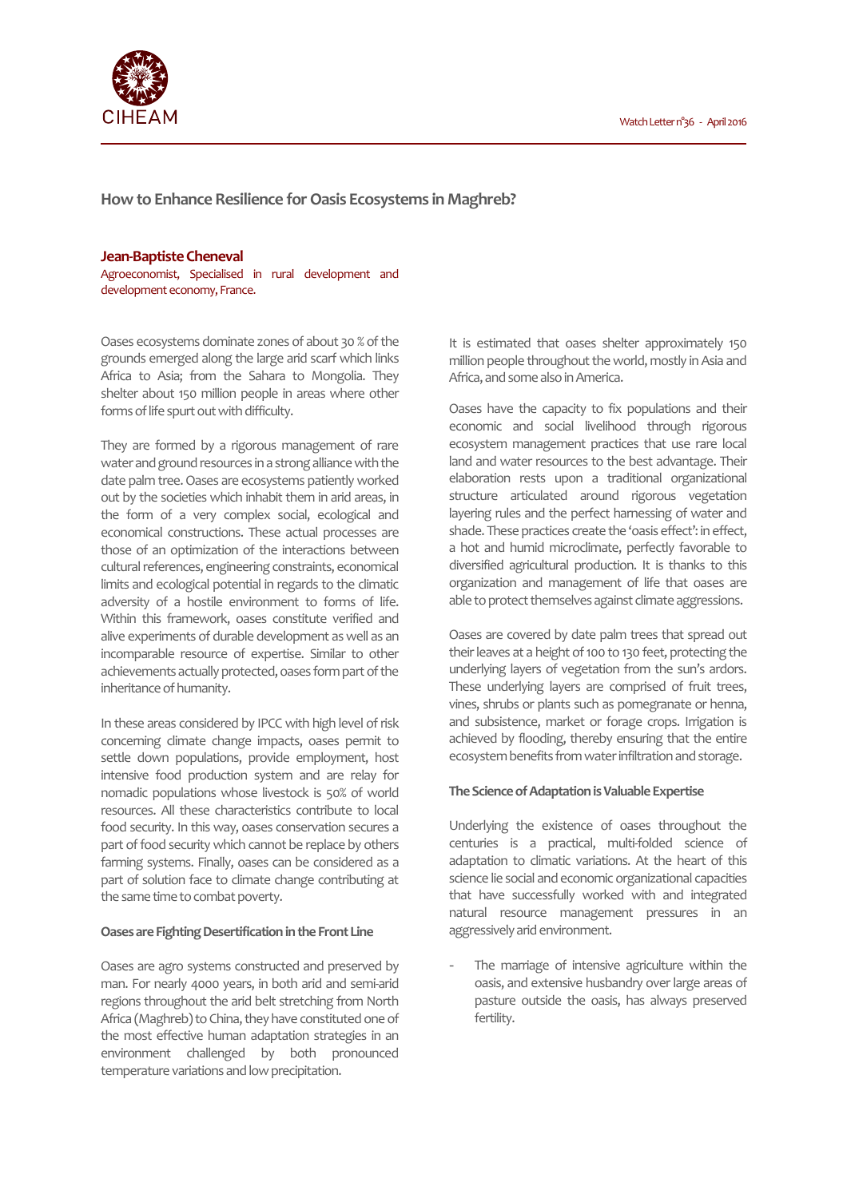# How to Enhance Resilience for Oasis Ecosystems in Maghreb?

**Jean-Baptiste Cheneval**
Agroeconomist, Specialised in rural development and development economy, France.

Oases ecosystems dominate zones of about 30 % of the grounds emerged along the large arid scarf which links Africa to Asia; from the Sahara to Mongolia. They shelter about 150 million people in areas where other forms of life spurt out with difficulty.

They are formed by a rigorous management of rare water and ground resources in a strong alliance with the date palm tree. Oases are ecosystems patiently worked out by the societies which inhabit them in arid areas, in the form of a very complex social, ecological and economical constructions. These actual processes are those of an optimization of the interactions between cultural references, engineering constraints, economical limits and ecological potential in regards to the climatic adversity of a hostile environment to forms of life. Within this framework, oases constitute verified and alive experiments of durable development as well as an incomparable resource of expertise. Similar to other achievements actually protected, oases form part of the inheritance of humanity.

In these areas considered by IPCC with high level of risk concerning climate change impacts, oases permit to settle down populations, provide employment, host intensive food production system and are relay for nomadic populations whose livestock is 50% of world resources. All these characteristics contribute to local food security. In this way, oases conservation secures a part of food security which cannot be replace by others farming systems. Finally, oases can be considered as a part of solution face to climate change contributing at the same time to combat poverty.

### Oases are Fighting Desertification in the Front Line

Oases are agro systems constructed and preserved by man. For nearly 4000 years, in both arid and semi-arid regions throughout the arid belt stretching from North Africa (Maghreb) to China, they have constituted one of the most effective human adaptation strategies in an environment challenged by both pronounced temperature variations and low precipitation.

It is estimated that oases shelter approximately 150 million people throughout the world, mostly in Asia and Africa, and some also in America.

Oases have the capacity to fix populations and their economic and social livelihood through rigorous ecosystem management practices that use rare local land and water resources to the best advantage. Their elaboration rests upon a traditional organizational structure articulated around rigorous vegetation layering rules and the perfect harnessing of water and shade. These practices create the 'oasis effect': in effect, a hot and humid microclimate, perfectly favorable to diversified agricultural production. It is thanks to this organization and management of life that oases are able to protect themselves against climate aggressions.

Oases are covered by date palm trees that spread out their leaves at a height of 100 to 130 feet, protecting the underlying layers of vegetation from the sun's ardors. These underlying layers are comprised of fruit trees, vines, shrubs or plants such as pomegranate or henna, and subsistence, market or forage crops. Irrigation is achieved by flooding, thereby ensuring that the entire ecosystem benefits from water infiltration and storage.

### The Science of Adaptation is Valuable Expertise

Underlying the existence of oases throughout the centuries is a practical, multi-folded science of adaptation to climatic variations. At the heart of this science lie social and economic organizational capacities that have successfully worked with and integrated natural resource management pressures in an aggressively arid environment.

- The marriage of intensive agriculture within the oasis, and extensive husbandry over large areas of pasture outside the oasis, has always preserved fertility.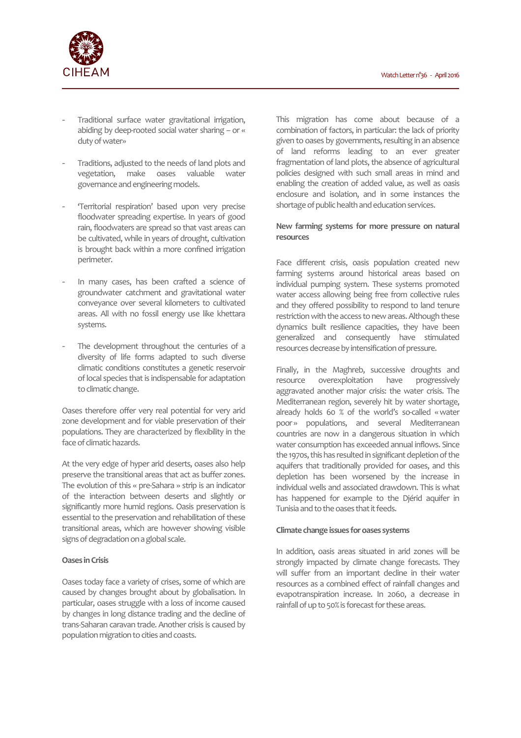- Traditional surface water gravitational irrigation, abiding by deep-rooted social water sharing – or « duty of water»

- Traditions, adjusted to the needs of land plots and vegetation, make oases valuable water governance and engineering models.

- 'Territorial respiration' based upon very precise floodwater spreading expertise. In years of good rain, floodwaters are spread so that vast areas can be cultivated, while in years of drought, cultivation is brought back within a more confined irrigation perimeter.

- In many cases, has been crafted a science of groundwater catchment and gravitational water conveyance over several kilometers to cultivated areas. All with no fossil energy use like khettara systems.

- The development throughout the centuries of a diversity of life forms adapted to such diverse climatic conditions constitutes a genetic reservoir of local species that is indispensable for adaptation to climatic change.

Oases therefore offer very real potential for very arid zone development and for viable preservation of their populations. They are characterized by flexibility in the face of climatic hazards.

At the very edge of hyper arid deserts, oases also help preserve the transitional areas that act as buffer zones. The evolution of this « pre-Sahara » strip is an indicator of the interaction between deserts and slightly or significantly more humid regions. Oasis preservation is essential to the preservation and rehabilitation of these transitional areas, which are however showing visible signs of degradation on a global scale.

**Oases in Crisis**

Oases today face a variety of crises, some of which are caused by changes brought about by globalisation. In particular, oases struggle with a loss of income caused by changes in long distance trading and the decline of trans-Saharan caravan trade. Another crisis is caused by population migration to cities and coasts.

This migration has come about because of a combination of factors, in particular: the lack of priority given to oases by governments, resulting in an absence of land reforms leading to an ever greater fragmentation of land plots, the absence of agricultural policies designed with such small areas in mind and enabling the creation of added value, as well as oasis enclosure and isolation, and in some instances the shortage of public health and education services.

**New farming systems for more pressure on natural resources**

Face different crisis, oasis population created new farming systems around historical areas based on individual pumping system. These systems promoted water access allowing being free from collective rules and they offered possibility to respond to land tenure restriction with the access to new areas. Although these dynamics built resilience capacities, they have been generalized and consequently have stimulated resources decrease by intensification of pressure.

Finally, in the Maghreb, successive droughts and resource overexploitation have progressively aggravated another major crisis: the water crisis. The Mediterranean region, severely hit by water shortage, already holds 60 % of the world's so-called « water poor » populations, and several Mediterranean countries are now in a dangerous situation in which water consumption has exceeded annual inflows. Since the 1970s, this has resulted in significant depletion of the aquifers that traditionally provided for oases, and this depletion has been worsened by the increase in individual wells and associated drawdown. This is what has happened for example to the Djérid aquifer in Tunisia and to the oases that it feeds.

**Climate change issues for oases systems**

In addition, oasis areas situated in arid zones will be strongly impacted by climate change forecasts. They will suffer from an important decline in their water resources as a combined effect of rainfall changes and evapotranspiration increase. In 2060, a decrease in rainfall of up to 50% is forecast for these areas.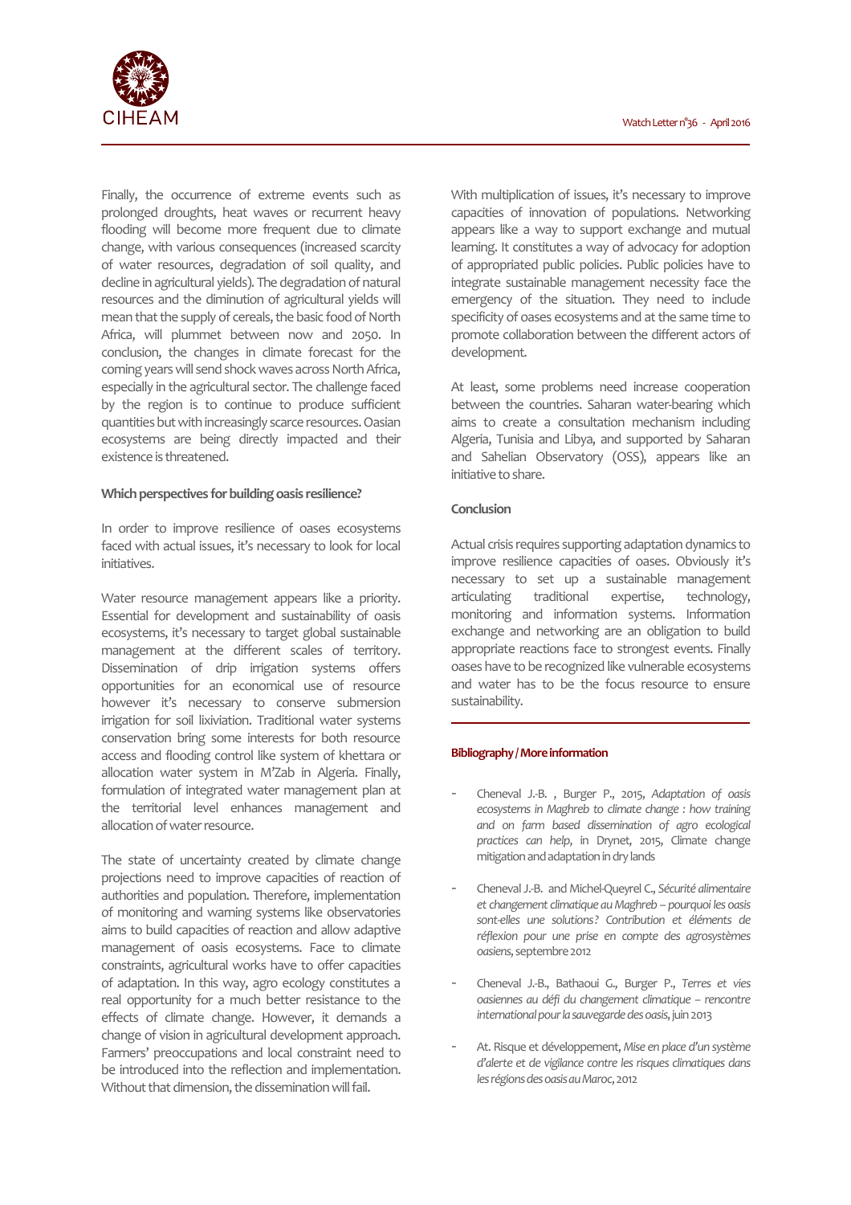Finally, the occurrence of extreme events such as prolonged droughts, heat waves or recurrent heavy flooding will become more frequent due to climate change, with various consequences (increased scarcity of water resources, degradation of soil quality, and decline in agricultural yields). The degradation of natural resources and the diminution of agricultural yields will mean that the supply of cereals, the basic food of North Africa, will plummet between now and 2050. In conclusion, the changes in climate forecast for the coming years will send shock waves across North Africa, especially in the agricultural sector. The challenge faced by the region is to continue to produce sufficient quantities but with increasingly scarce resources. Oasian ecosystems are being directly impacted and their existence is threatened.

**Which perspectives for building oasis resilience?**

In order to improve resilience of oases ecosystems faced with actual issues, it's necessary to look for local initiatives.

Water resource management appears like a priority. Essential for development and sustainability of oasis ecosystems, it's necessary to target global sustainable management at the different scales of territory. Dissemination of drip irrigation systems offers opportunities for an economical use of resource however it's necessary to conserve submersion irrigation for soil lixiviation. Traditional water systems conservation bring some interests for both resource access and flooding control like system of khettara or allocation water system in M'Zab in Algeria. Finally, formulation of integrated water management plan at the territorial level enhances management and allocation of water resource.

The state of uncertainty created by climate change projections need to improve capacities of reaction of authorities and population. Therefore, implementation of monitoring and warning systems like observatories aims to build capacities of reaction and allow adaptive management of oasis ecosystems. Face to climate constraints, agricultural works have to offer capacities of adaptation. In this way, agro ecology constitutes a real opportunity for a much better resistance to the effects of climate change. However, it demands a change of vision in agricultural development approach. Farmers' preoccupations and local constraint need to be introduced into the reflection and implementation. Without that dimension, the dissemination will fail.

With multiplication of issues, it's necessary to improve capacities of innovation of populations. Networking appears like a way to support exchange and mutual learning. It constitutes a way of advocacy for adoption of appropriated public policies. Public policies have to integrate sustainable management necessity face the emergency of the situation. They need to include specificity of oases ecosystems and at the same time to promote collaboration between the different actors of development.

At least, some problems need increase cooperation between the countries. Saharan water-bearing which aims to create a consultation mechanism including Algeria, Tunisia and Libya, and supported by Saharan and Sahelian Observatory (OSS), appears like an initiative to share.

**Conclusion**

Actual crisis requires supporting adaptation dynamics to improve resilience capacities of oases. Obviously it's necessary to set up a sustainable management articulating traditional expertise, technology, monitoring and information systems. Information exchange and networking are an obligation to build appropriate reactions face to strongest events. Finally oases have to be recognized like vulnerable ecosystems and water has to be the focus resource to ensure sustainability.

**Bibliography / More information**

- Cheneval J.-B. , Burger P., 2015, *Adaptation of oasis ecosystems in Maghreb to climate change : how training and on farm based dissemination of agro ecological practices can help*, in Drynet, 2015, Climate change mitigation and adaptation in dry lands
- Cheneval J.-B. and Michel-Queyrel C., *Sécurité alimentaire et changement climatique au Maghreb – pourquoi les oasis sont-elles une solutions ? Contribution et éléments de réflexion pour une prise en compte des agrosystèmes oasiens*, septembre 2012
- Cheneval J.-B., Bathaoui G., Burger P., *Terres et vies oasiennes au défi du changement climatique – rencontre international pour la sauvegarde des oasis*, juin 2013
- At. Risque et développement, *Mise en place d'un système d'alerte et de vigilance contre les risques climatiques dans les régions des oasis au Maroc*, 2012